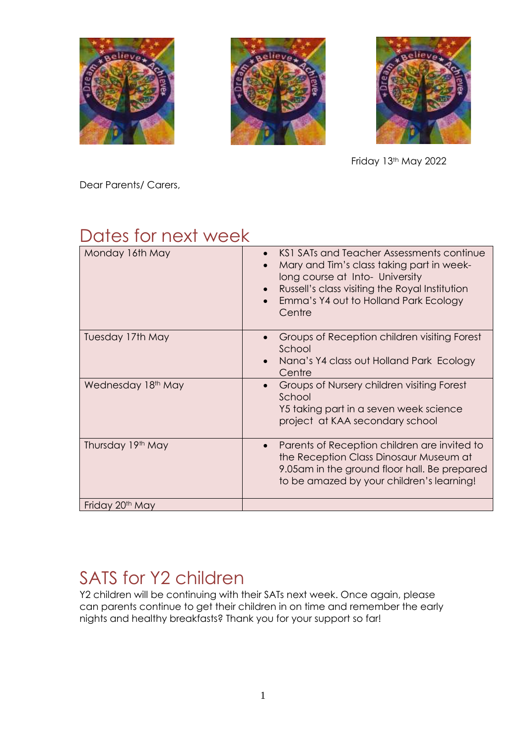Friday 13th May 2022

Dear Parents/ Carers,

## Dates for next week

| | |
|---|---|
| Monday 16th May | • KS1 SATs and Teacher Assessments continue<br>• Mary and Tim's class taking part in week-long course at Into- University<br>• Russell's class visiting the Royal Institution<br>• Emma's Y4 out to Holland Park Ecology Centre |
| Tuesday 17th May | • Groups of Reception children visiting Forest School<br>• Nana's Y4 class out Holland Park Ecology Centre |
| Wednesday 18th May | • Groups of Nursery children visiting Forest School<br>Y5 taking part in a seven week science project at KAA secondary school |
| Thursday 19th May | • Parents of Reception children are invited to the Reception Class Dinosaur Museum at 9.05am in the ground floor hall. Be prepared to be amazed by your children's learning! |
| Friday 20th May | |

## SATS for Y2 children

Y2 children will be continuing with their SATs next week. Once again, please can parents continue to get their children in on time and remember the early nights and healthy breakfasts? Thank you for your support so far!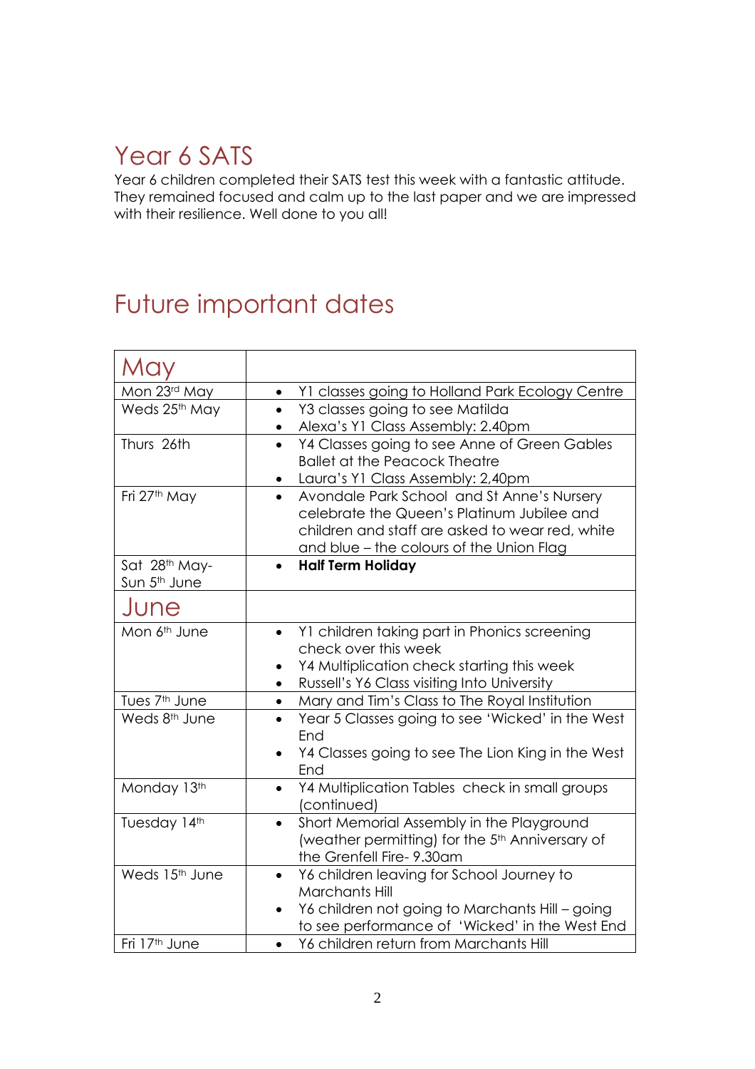# Year 6 SATS

Year 6 children completed their SATS test this week with a fantastic attitude. They remained focused and calm up to the last paper and we are impressed with their resilience. Well done to you all!

# Future important dates

| May | |
|---|---|
| Mon 23rd May | • Y1 classes going to Holland Park Ecology Centre |
| Weds 25th May | • Y3 classes going to see Matilda<br>• Alexa's Y1 Class Assembly: 2.40pm |
| Thurs 26th | • Y4 Classes going to see Anne of Green Gables Ballet at the Peacock Theatre<br>• Laura's Y1 Class Assembly: 2,40pm |
| Fri 27th May | • Avondale Park School and St Anne's Nursery celebrate the Queen's Platinum Jubilee and children and staff are asked to wear red, white and blue – the colours of the Union Flag |
| Sat 28th May- Sun 5th June | • **Half Term Holiday** |
| **June** | |
| Mon 6th June | • Y1 children taking part in Phonics screening check over this week<br>• Y4 Multiplication check starting this week<br>• Russell's Y6 Class visiting Into University |
| Tues 7th June | • Mary and Tim's Class to The Royal Institution |
| Weds 8th June | • Year 5 Classes going to see 'Wicked' in the West End<br>• Y4 Classes going to see The Lion King in the West End |
| Monday 13th | • Y4 Multiplication Tables check in small groups (continued) |
| Tuesday 14th | • Short Memorial Assembly in the Playground (weather permitting) for the 5th Anniversary of the Grenfell Fire- 9.30am |
| Weds 15th June | • Y6 children leaving for School Journey to Marchants Hill<br>• Y6 children not going to Marchants Hill – going to see performance of 'Wicked' in the West End |
| Fri 17th June | • Y6 children return from Marchants Hill |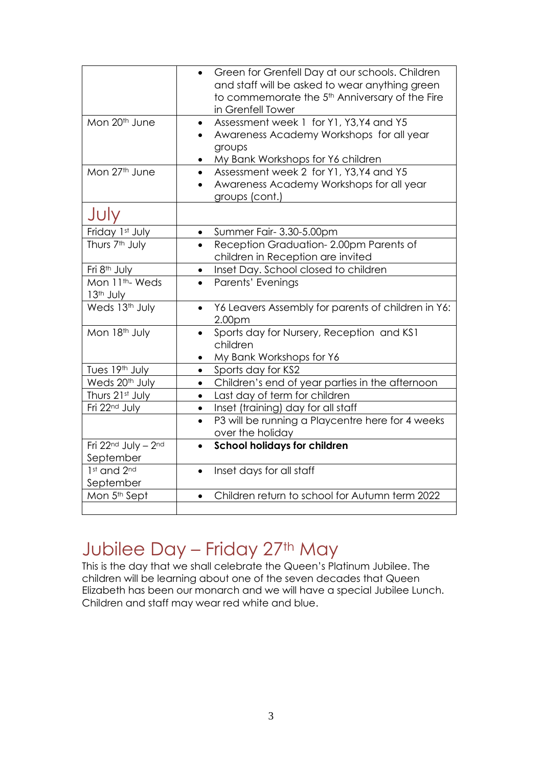| | |
|---|---|
| | • Green for Grenfell Day at our schools. Children and staff will be asked to wear anything green to commemorate the 5th Anniversary of the Fire in Grenfell Tower |
| Mon 20th June | • Assessment week 1 for Y1, Y3,Y4 and Y5<br>• Awareness Academy Workshops for all year groups<br>• My Bank Workshops for Y6 children |
| Mon 27th June | • Assessment week 2 for Y1, Y3,Y4 and Y5<br>• Awareness Academy Workshops for all year groups (cont.) |
| **July** | |
| Friday 1st July | • Summer Fair- 3.30-5.00pm |
| Thurs 7th July | • Reception Graduation- 2.00pm Parents of children in Reception are invited |
| Fri 8th July | • Inset Day. School closed to children |
| Mon 11th- Weds 13th July | • Parents' Evenings |
| Weds 13th July | • Y6 Leavers Assembly for parents of children in Y6: 2.00pm |
| Mon 18th July | • Sports day for Nursery, Reception and KS1 children<br>• My Bank Workshops for Y6 |
| Tues 19th July | • Sports day for KS2 |
| Weds 20th July | • Children's end of year parties in the afternoon |
| Thurs 21st July | • Last day of term for children |
| Fri 22nd July | • Inset (training) day for all staff |
| | • P3 will be running a Playcentre here for 4 weeks over the holiday |
| Fri 22nd July – 2nd September | • **School holidays for children** |
| 1st and 2nd September | • Inset days for all staff |
| Mon 5th Sept | • Children return to school for Autumn term 2022 |
| | |

# Jubilee Day – Friday 27th May

This is the day that we shall celebrate the Queen's Platinum Jubilee. The children will be learning about one of the seven decades that Queen Elizabeth has been our monarch and we will have a special Jubilee Lunch. Children and staff may wear red white and blue.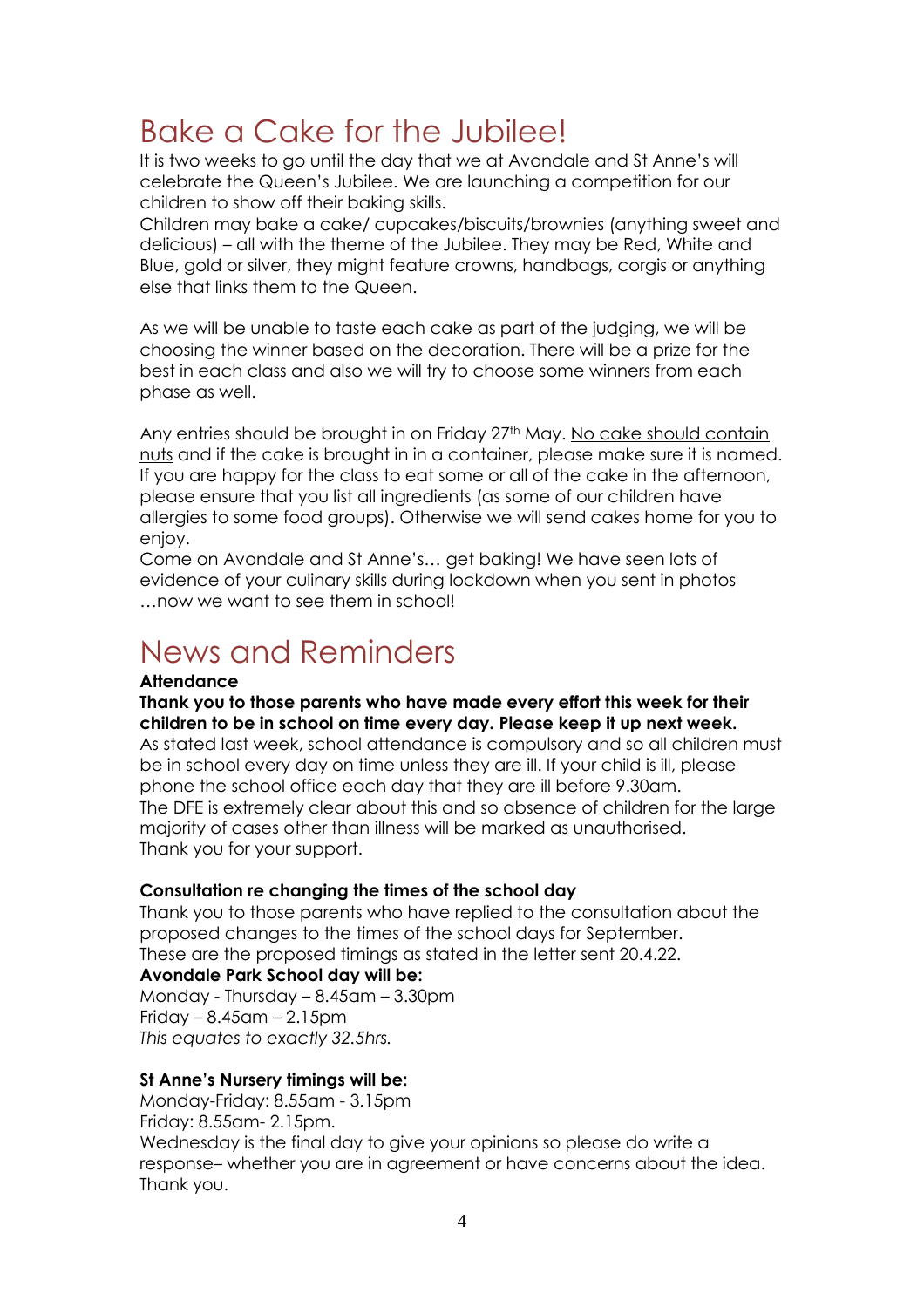# Bake a Cake for the Jubilee!

It is two weeks to go until the day that we at Avondale and St Anne's will celebrate the Queen's Jubilee. We are launching a competition for our children to show off their baking skills.

Children may bake a cake/ cupcakes/biscuits/brownies (anything sweet and delicious) – all with the theme of the Jubilee. They may be Red, White and Blue, gold or silver, they might feature crowns, handbags, corgis or anything else that links them to the Queen.

As we will be unable to taste each cake as part of the judging, we will be choosing the winner based on the decoration. There will be a prize for the best in each class and also we will try to choose some winners from each phase as well.

Any entries should be brought in on Friday 27th May. <u>No cake should contain nuts</u> and if the cake is brought in in a container, please make sure it is named. If you are happy for the class to eat some or all of the cake in the afternoon, please ensure that you list all ingredients (as some of our children have allergies to some food groups). Otherwise we will send cakes home for you to enjoy.

Come on Avondale and St Anne's… get baking! We have seen lots of evidence of your culinary skills during lockdown when you sent in photos …now we want to see them in school!

# News and Reminders

**Attendance**

**Thank you to those parents who have made every effort this week for their children to be in school on time every day. Please keep it up next week.**

As stated last week, school attendance is compulsory and so all children must be in school every day on time unless they are ill. If your child is ill, please phone the school office each day that they are ill before 9.30am.

The DFE is extremely clear about this and so absence of children for the large majority of cases other than illness will be marked as unauthorised.

Thank you for your support.

**Consultation re changing the times of the school day**

Thank you to those parents who have replied to the consultation about the proposed changes to the times of the school days for September.

These are the proposed timings as stated in the letter sent 20.4.22.

**Avondale Park School day will be:**

Monday - Thursday – 8.45am – 3.30pm

Friday – 8.45am – 2.15pm

*This equates to exactly 32.5hrs.*

**St Anne's Nursery timings will be:**

Monday-Friday: 8.55am - 3.15pm

Friday: 8.55am- 2.15pm.

Wednesday is the final day to give your opinions so please do write a response– whether you are in agreement or have concerns about the idea. Thank you.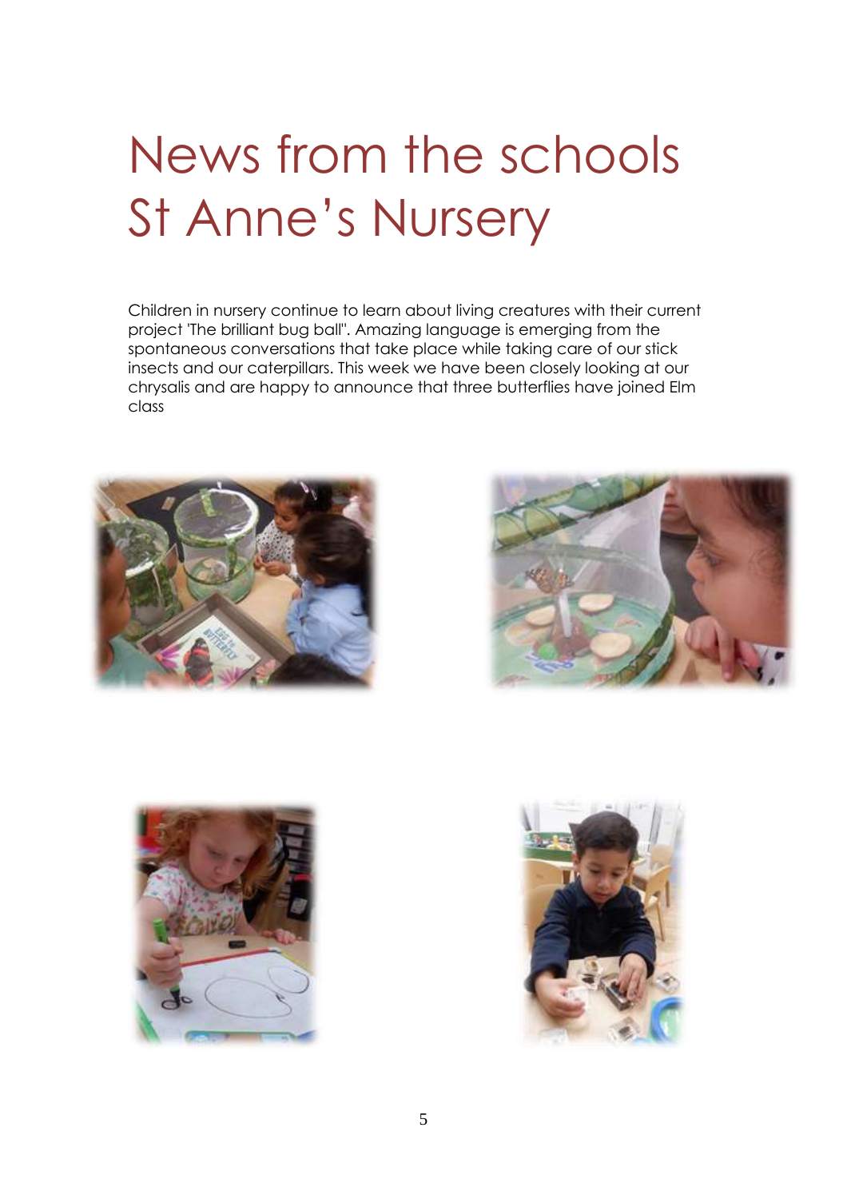# News from the schools St Anne's Nursery

Children in nursery continue to learn about living creatures with their current project 'The brilliant bug ball". Amazing language is emerging from the spontaneous conversations that take place while taking care of our stick insects and our caterpillars. This week we have been closely looking at our chrysalis and are happy to announce that three butterflies have joined Elm class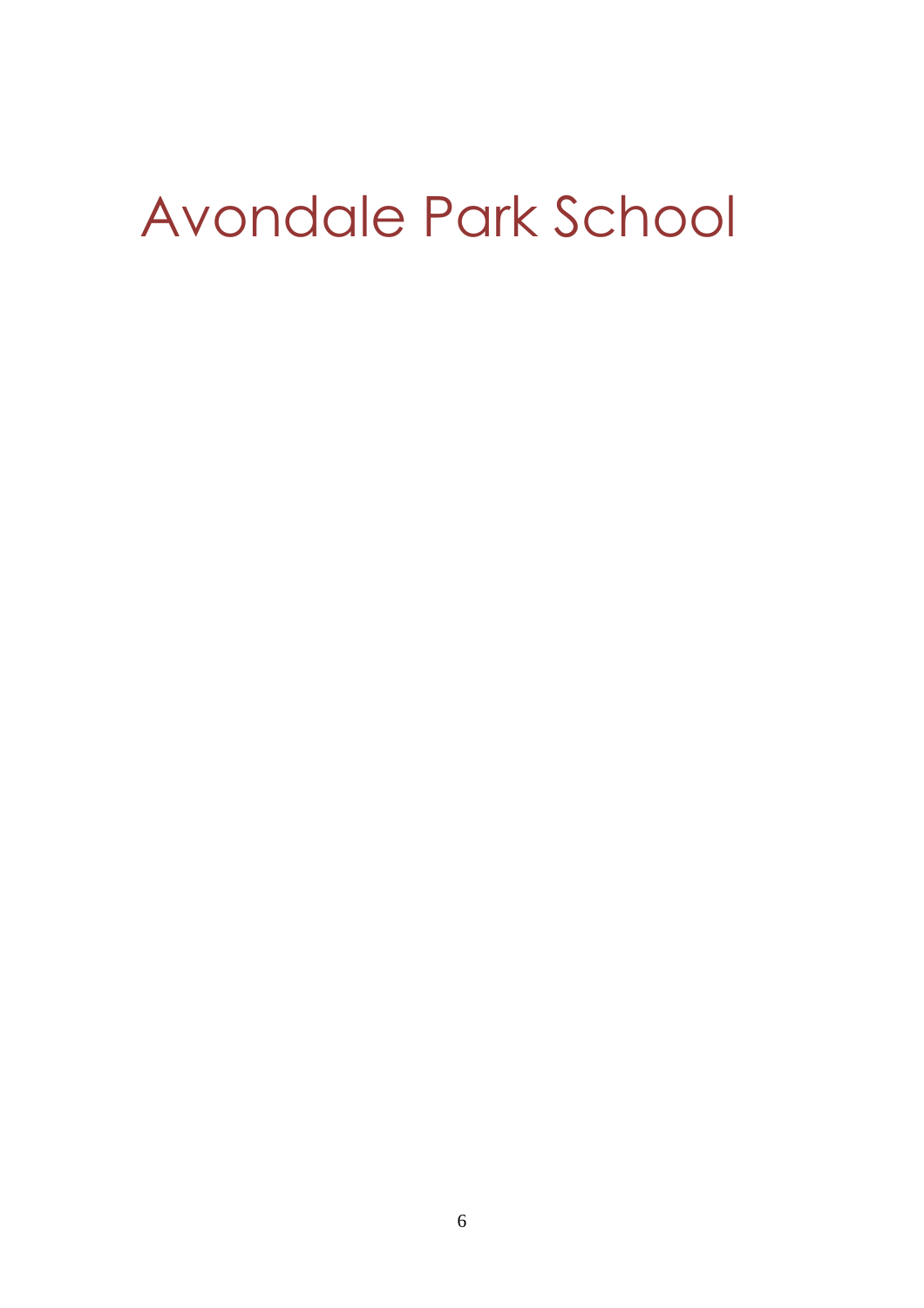# Avondale Park School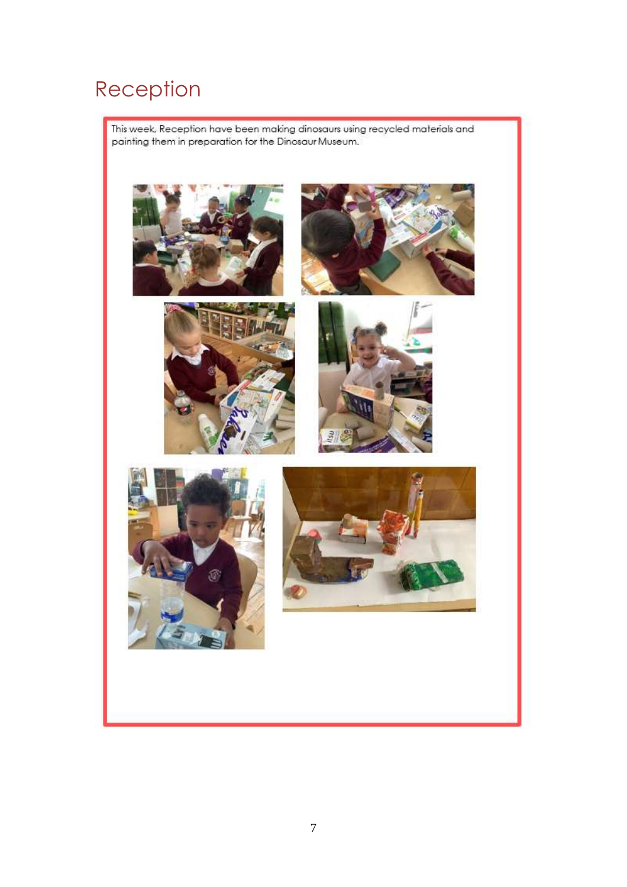# Reception

This week, Reception have been making dinosaurs using recycled materials and painting them in preparation for the Dinosaur Museum.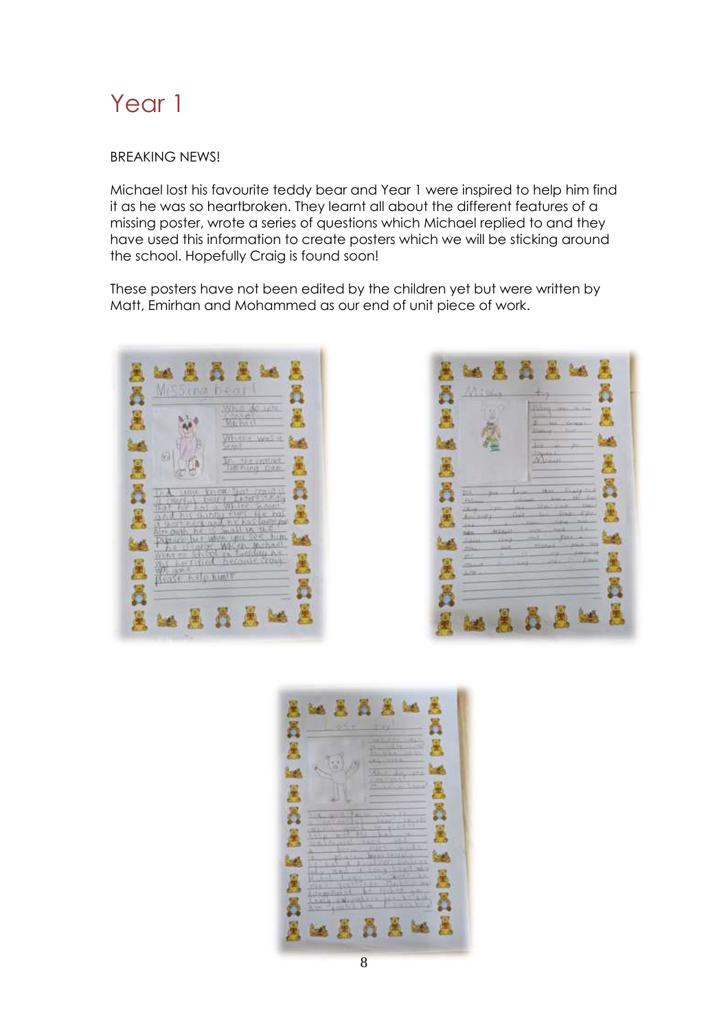# Year 1

BREAKING NEWS!

Michael lost his favourite teddy bear and Year 1 were inspired to help him find it as he was so heartbroken. They learnt all about the different features of a missing poster, wrote a series of questions which Michael replied to and they have used this information to create posters which we will be sticking around the school. Hopefully Craig is found soon!

These posters have not been edited by the children yet but were written by Matt, Emirhan and Mohammed as our end of unit piece of work.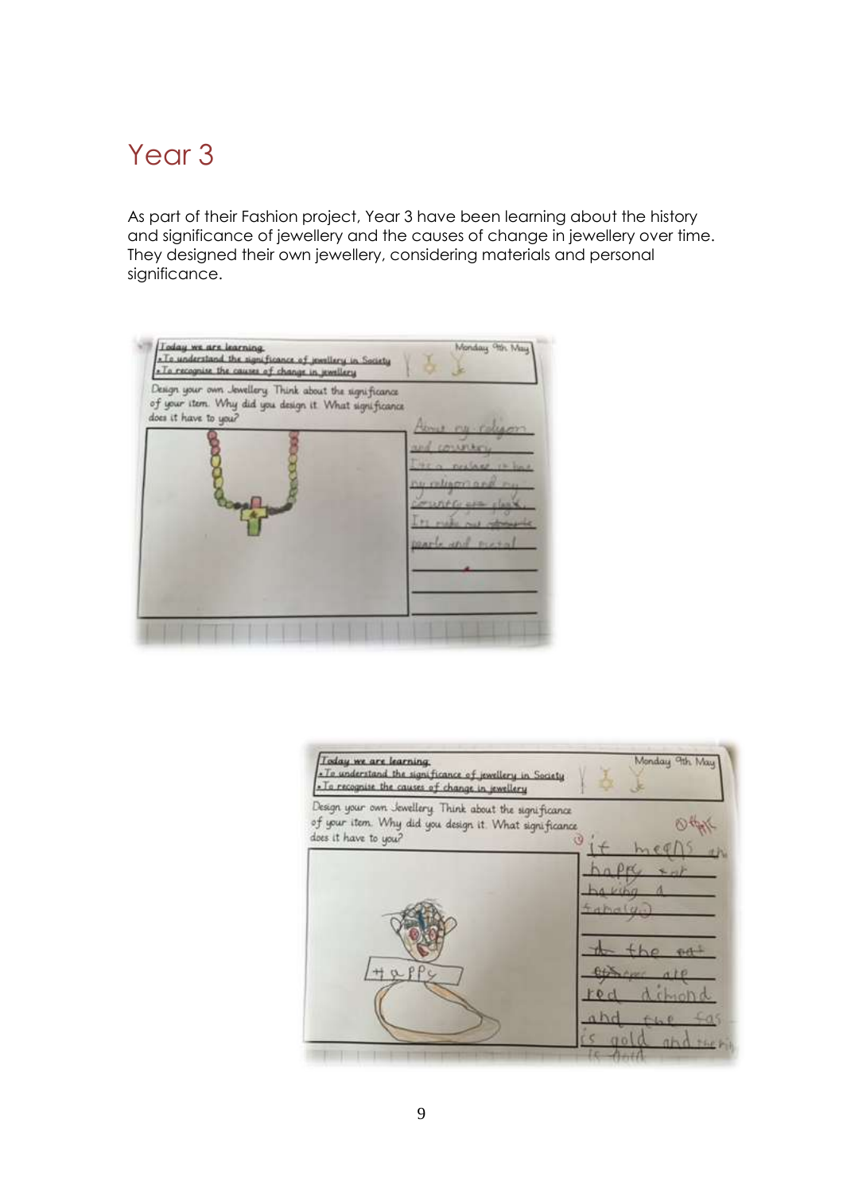# Year 3

As part of their Fashion project, Year 3 have been learning about the history and significance of jewellery and the causes of change in jewellery over time. They designed their own jewellery, considering materials and personal significance.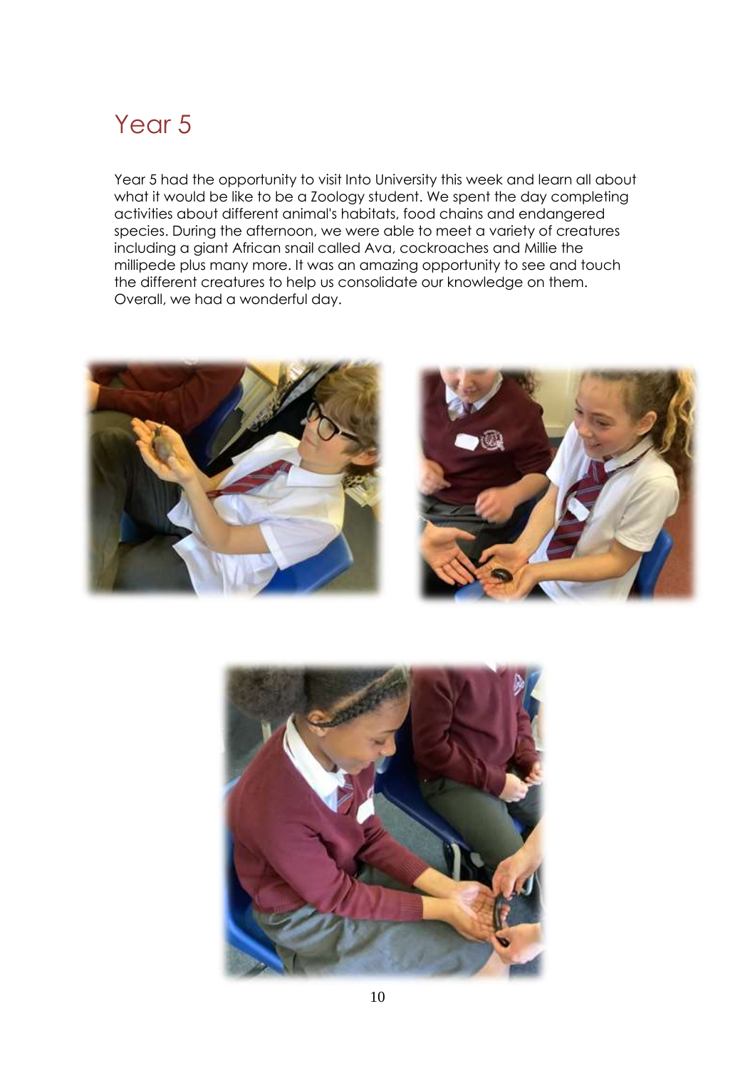# Year 5

Year 5 had the opportunity to visit Into University this week and learn all about what it would be like to be a Zoology student. We spent the day completing activities about different animal's habitats, food chains and endangered species. During the afternoon, we were able to meet a variety of creatures including a giant African snail called Ava, cockroaches and Millie the millipede plus many more. It was an amazing opportunity to see and touch the different creatures to help us consolidate our knowledge on them. Overall, we had a wonderful day.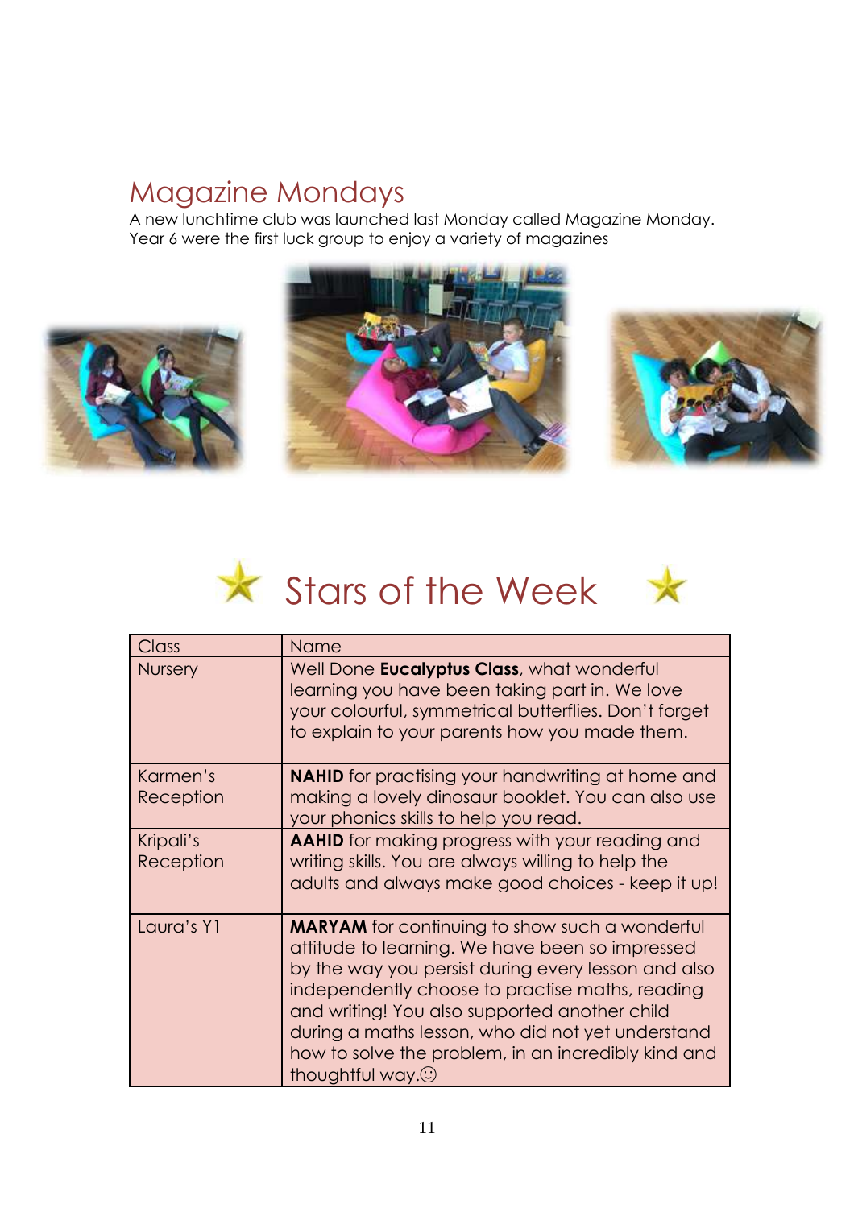## Magazine Mondays

A new lunchtime club was launched last Monday called Magazine Monday. Year 6 were the first luck group to enjoy a variety of magazines

## Stars of the Week

| Class | Name |
|---|---|
| Nursery | Well Done **Eucalyptus Class**, what wonderful learning you have been taking part in. We love your colourful, symmetrical butterflies. Don't forget to explain to your parents how you made them. |
| Karmen's Reception | **NAHID** for practising your handwriting at home and making a lovely dinosaur booklet. You can also use your phonics skills to help you read. |
| Kripali's Reception | **AAHID** for making progress with your reading and writing skills. You are always willing to help the adults and always make good choices - keep it up! |
| Laura's Y1 | **MARYAM** for continuing to show such a wonderful attitude to learning. We have been so impressed by the way you persist during every lesson and also independently choose to practise maths, reading and writing! You also supported another child during a maths lesson, who did not yet understand how to solve the problem, in an incredibly kind and thoughtful way.☺ |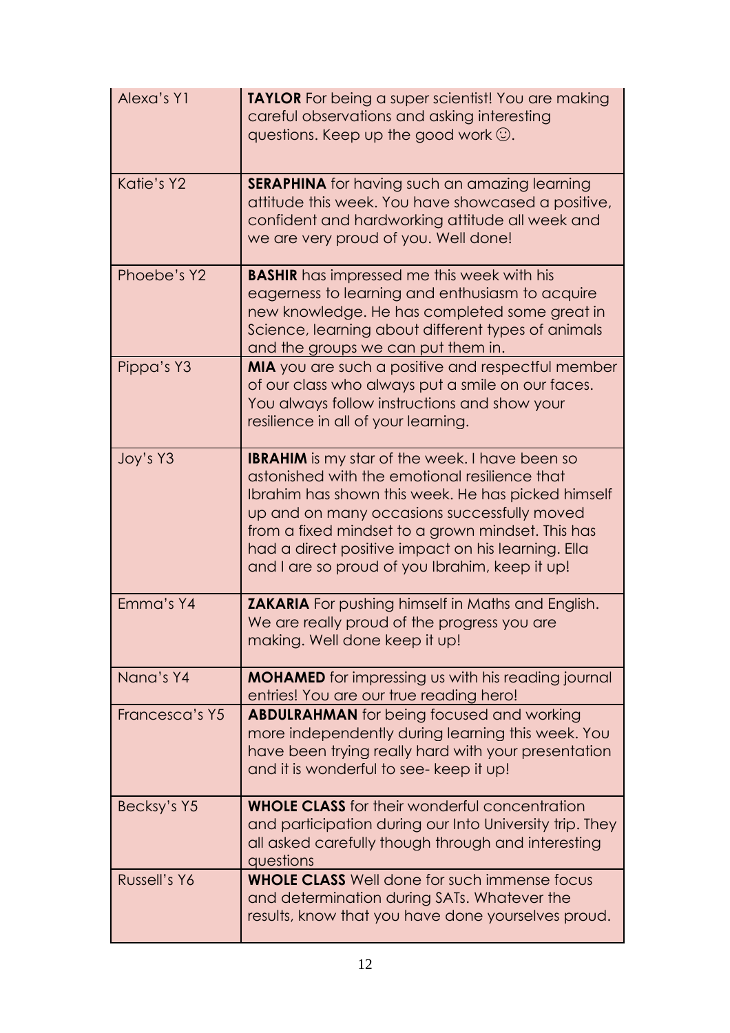| | |
|---|---|
| Alexa's Y1 | **TAYLOR** For being a super scientist! You are making careful observations and asking interesting questions. Keep up the good work ☺. |
| Katie's Y2 | **SERAPHINA** for having such an amazing learning attitude this week. You have showcased a positive, confident and hardworking attitude all week and we are very proud of you. Well done! |
| Phoebe's Y2 | **BASHIR** has impressed me this week with his eagerness to learning and enthusiasm to acquire new knowledge. He has completed some great in Science, learning about different types of animals and the groups we can put them in. |
| Pippa's Y3 | **MIA** you are such a positive and respectful member of our class who always put a smile on our faces. You always follow instructions and show your resilience in all of your learning. |
| Joy's Y3 | **IBRAHIM** is my star of the week. I have been so astonished with the emotional resilience that Ibrahim has shown this week. He has picked himself up and on many occasions successfully moved from a fixed mindset to a grown mindset. This has had a direct positive impact on his learning. Ella and I are so proud of you Ibrahim, keep it up! |
| Emma's Y4 | **ZAKARIA** For pushing himself in Maths and English. We are really proud of the progress you are making. Well done keep it up! |
| Nana's Y4 | **MOHAMED** for impressing us with his reading journal entries! You are our true reading hero! |
| Francesca's Y5 | **ABDULRAHMAN** for being focused and working more independently during learning this week. You have been trying really hard with your presentation and it is wonderful to see- keep it up! |
| Becksy's Y5 | **WHOLE CLASS** for their wonderful concentration and participation during our Into University trip. They all asked carefully though through and interesting questions |
| Russell's Y6 | **WHOLE CLASS** Well done for such immense focus and determination during SATs. Whatever the results, know that you have done yourselves proud. |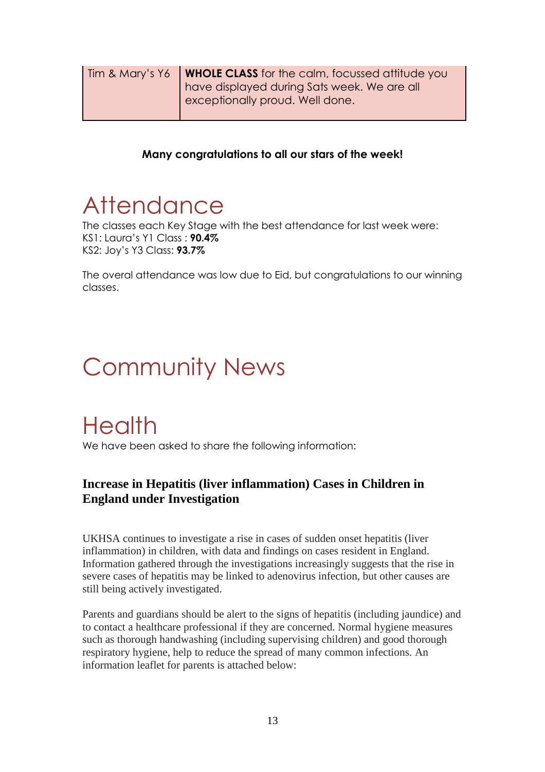| Tim & Mary's Y6 | **WHOLE CLASS** for the calm, focussed attitude you have displayed during Sats week. We are all exceptionally proud. Well done. |
|---|---|

**Many congratulations to all our stars of the week!**

# Attendance

The classes each Key Stage with the best attendance for last week were:
KS1: Laura's Y1 Class : **90.4%**
KS2: Joy's Y3 Class: **93.7%**

The overal attendance was low due to Eid, but congratulations to our winning classes.

# Community News

# Health

We have been asked to share the following information:

### Increase in Hepatitis (liver inflammation) Cases in Children in England under Investigation

UKHSA continues to investigate a rise in cases of sudden onset hepatitis (liver inflammation) in children, with data and findings on cases resident in England. Information gathered through the investigations increasingly suggests that the rise in severe cases of hepatitis may be linked to adenovirus infection, but other causes are still being actively investigated.

Parents and guardians should be alert to the signs of hepatitis (including jaundice) and to contact a healthcare professional if they are concerned. Normal hygiene measures such as thorough handwashing (including supervising children) and good thorough respiratory hygiene, help to reduce the spread of many common infections. An information leaflet for parents is attached below: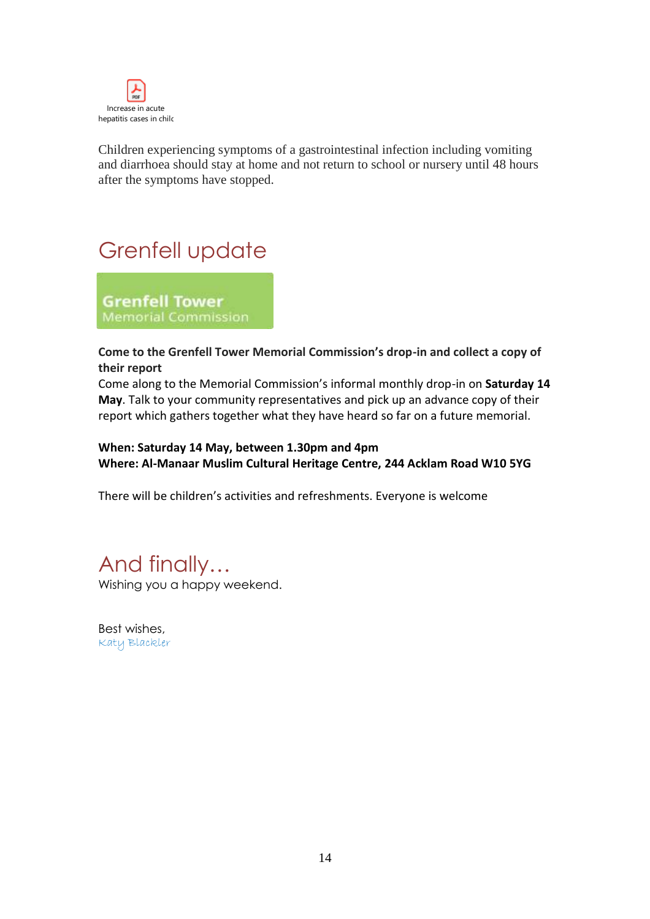Increase in acute hepatitis cases in chilc

Children experiencing symptoms of a gastrointestinal infection including vomiting and diarrhoea should stay at home and not return to school or nursery until 48 hours after the symptoms have stopped.

## Grenfell update

Grenfell Tower Memorial Commission

**Come to the Grenfell Tower Memorial Commission's drop-in and collect a copy of their report**

Come along to the Memorial Commission's informal monthly drop-in on **Saturday 14 May**. Talk to your community representatives and pick up an advance copy of their report which gathers together what they have heard so far on a future memorial.

**When: Saturday 14 May, between 1.30pm and 4pm**
**Where: Al-Manaar Muslim Cultural Heritage Centre, 244 Acklam Road W10 5YG**

There will be children's activities and refreshments. Everyone is welcome

## And finally…

Wishing you a happy weekend.

Best wishes,
Katy Blackler